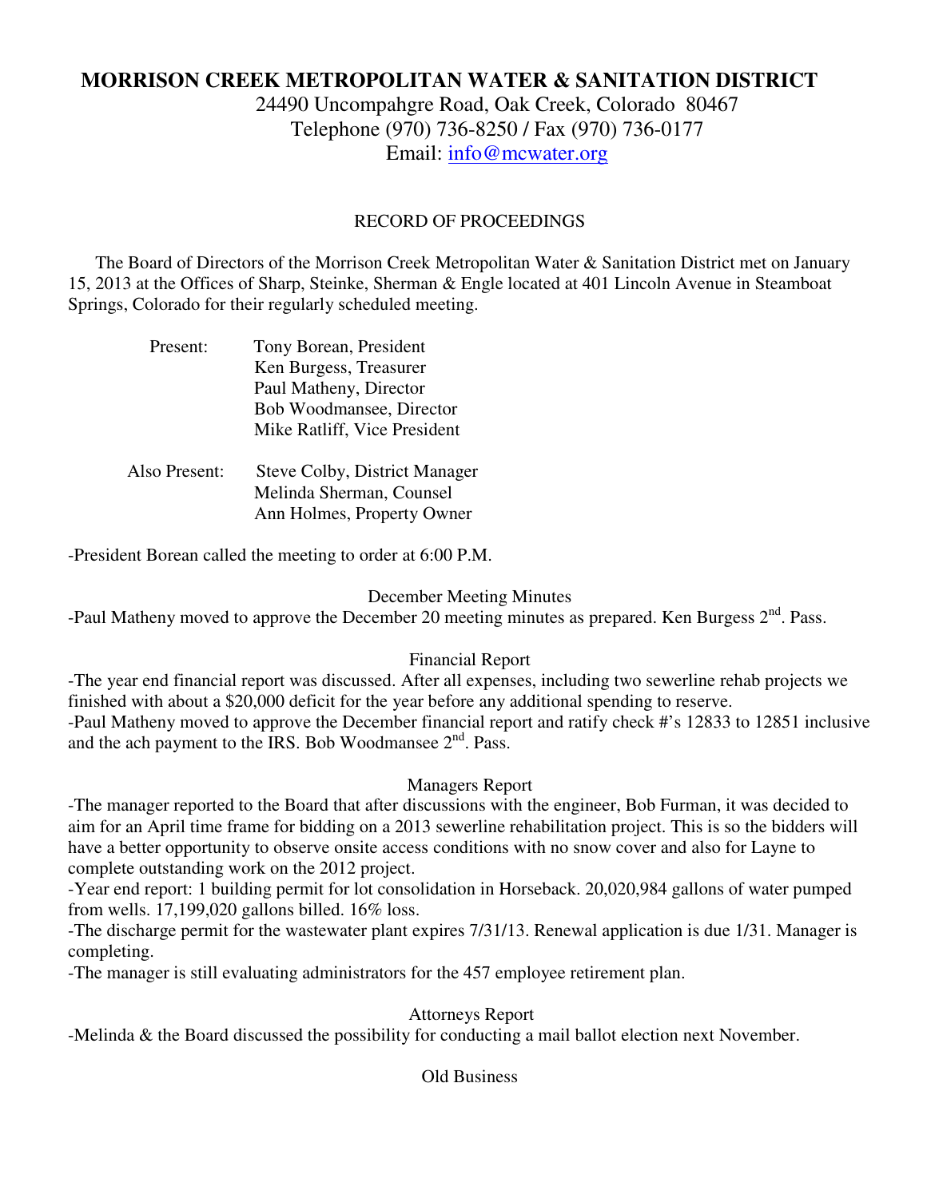# MORRISON CREEK METROPOLITAN WATER & SANITATION DISTRICT

24490 Uncompahgre Road, Oak Creek, Colorado 80467
Telephone (970) 736-8250 / Fax (970) 736-0177
Email: info@mcwater.org

RECORD OF PROCEEDINGS

The Board of Directors of the Morrison Creek Metropolitan Water & Sanitation District met on January 15, 2013 at the Offices of Sharp, Steinke, Sherman & Engle located at 401 Lincoln Avenue in Steamboat Springs, Colorado for their regularly scheduled meeting.

Present:
- Tony Borean, President
- Ken Burgess, Treasurer
- Paul Matheny, Director
- Bob Woodmansee, Director
- Mike Ratliff, Vice President

Also Present:
- Steve Colby, District Manager
- Melinda Sherman, Counsel
- Ann Holmes, Property Owner

-President Borean called the meeting to order at 6:00 P.M.

December Meeting Minutes

-Paul Matheny moved to approve the December 20 meeting minutes as prepared. Ken Burgess 2nd. Pass.

Financial Report

-The year end financial report was discussed. After all expenses, including two sewerline rehab projects we finished with about a $20,000 deficit for the year before any additional spending to reserve.
-Paul Matheny moved to approve the December financial report and ratify check #'s 12833 to 12851 inclusive and the ach payment to the IRS. Bob Woodmansee 2nd. Pass.

Managers Report

-The manager reported to the Board that after discussions with the engineer, Bob Furman, it was decided to aim for an April time frame for bidding on a 2013 sewerline rehabilitation project. This is so the bidders will have a better opportunity to observe onsite access conditions with no snow cover and also for Layne to complete outstanding work on the 2012 project.
-Year end report: 1 building permit for lot consolidation in Horseback. 20,020,984 gallons of water pumped from wells. 17,199,020 gallons billed. 16% loss.
-The discharge permit for the wastewater plant expires 7/31/13. Renewal application is due 1/31. Manager is completing.
-The manager is still evaluating administrators for the 457 employee retirement plan.

Attorneys Report

-Melinda & the Board discussed the possibility for conducting a mail ballot election next November.

Old Business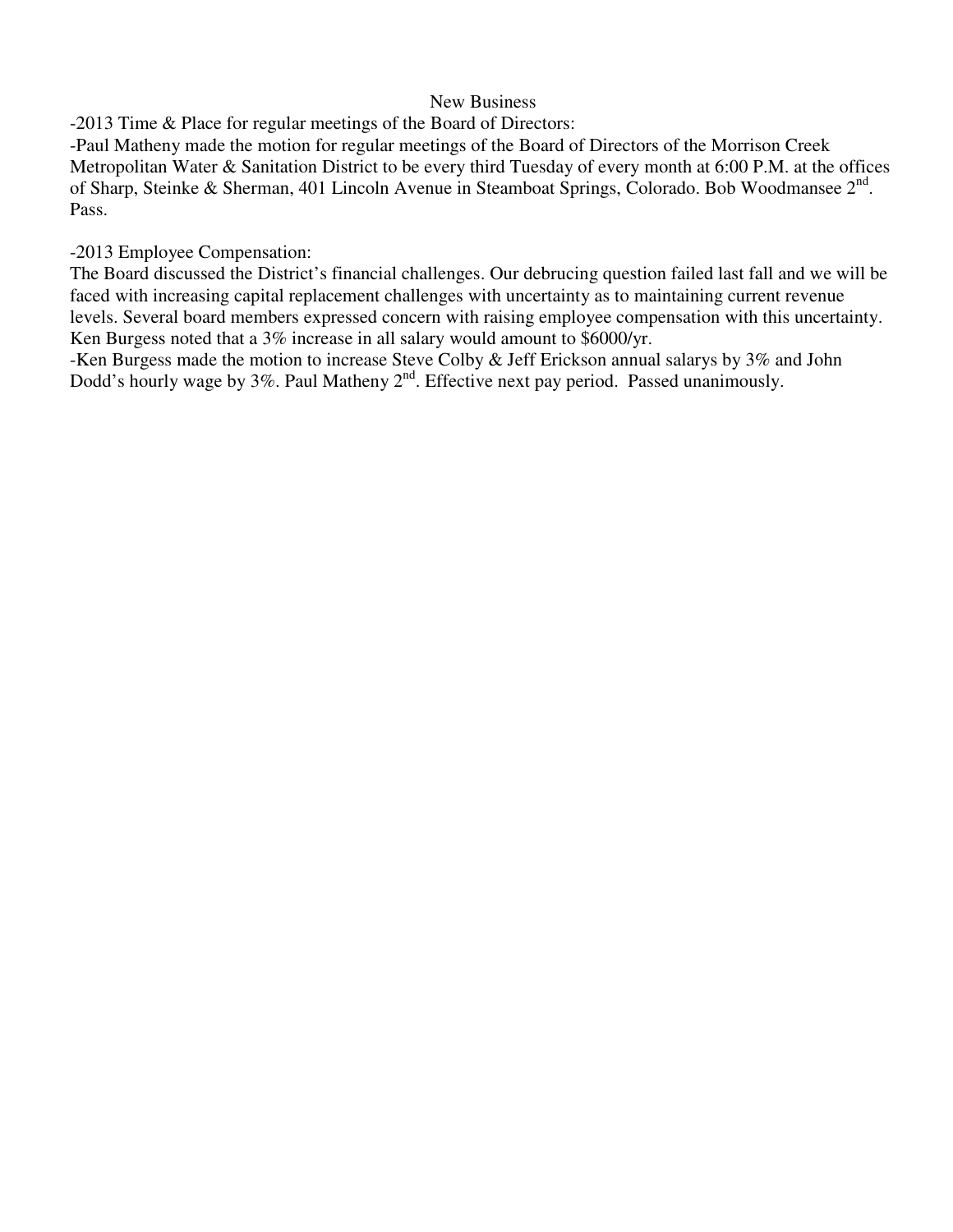## New Business

-2013 Time & Place for regular meetings of the Board of Directors:

-Paul Matheny made the motion for regular meetings of the Board of Directors of the Morrison Creek Metropolitan Water & Sanitation District to be every third Tuesday of every month at 6:00 P.M. at the offices of Sharp, Steinke & Sherman, 401 Lincoln Avenue in Steamboat Springs, Colorado. Bob Woodmansee 2nd. Pass.

-2013 Employee Compensation:

The Board discussed the District's financial challenges. Our debrucing question failed last fall and we will be faced with increasing capital replacement challenges with uncertainty as to maintaining current revenue levels. Several board members expressed concern with raising employee compensation with this uncertainty. Ken Burgess noted that a 3% increase in all salary would amount to $6000/yr.

-Ken Burgess made the motion to increase Steve Colby & Jeff Erickson annual salarys by 3% and John Dodd's hourly wage by 3%. Paul Matheny 2nd. Effective next pay period. Passed unanimously.